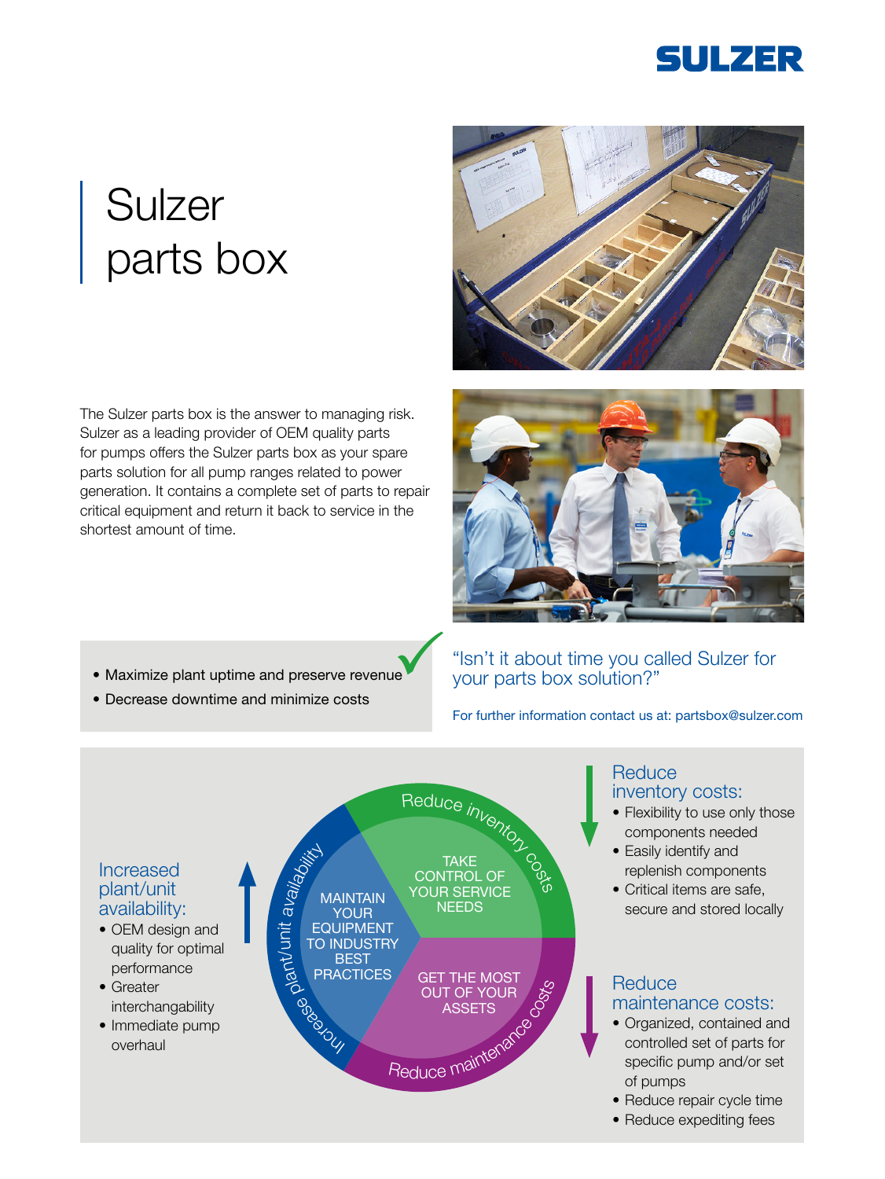# Sulzer parts box

The Sulzer parts box is the answer to managing risk. Sulzer as a leading provider of OEM quality parts for pumps offers the Sulzer parts box as your spare parts solution for all pump ranges related to power generation. It contains a complete set of parts to repair critical equipment and return it back to service in the shortest amount of time.

- Maximize plant uptime and preserve revenue
- Decrease downtime and minimize costs

"Isn't it about time you called Sulzer for your parts box solution?"

For further information contact us at: partsbox@sulzer.com

## Increased plant/unit availability:

- OEM design and quality for optimal performance
- Greater interchangability
- Immediate pump overhaul

Increase plant/unit availability

MAINTAIN YOUR EQUIPMENT TO INDUSTRY BEST PRACTICES

Reduce inventory costs

TAKE CONTROL OF YOUR SERVICE NEEDS

Reduce maintenance costs

GET THE MOST OUT OF YOUR ASSETS

## Reduce inventory costs:

- Flexibility to use only those components needed
- Easily identify and replenish components
- Critical items are safe, secure and stored locally

## Reduce maintenance costs:

- Organized, contained and controlled set of parts for specific pump and/or set of pumps
- Reduce repair cycle time
- Reduce expediting fees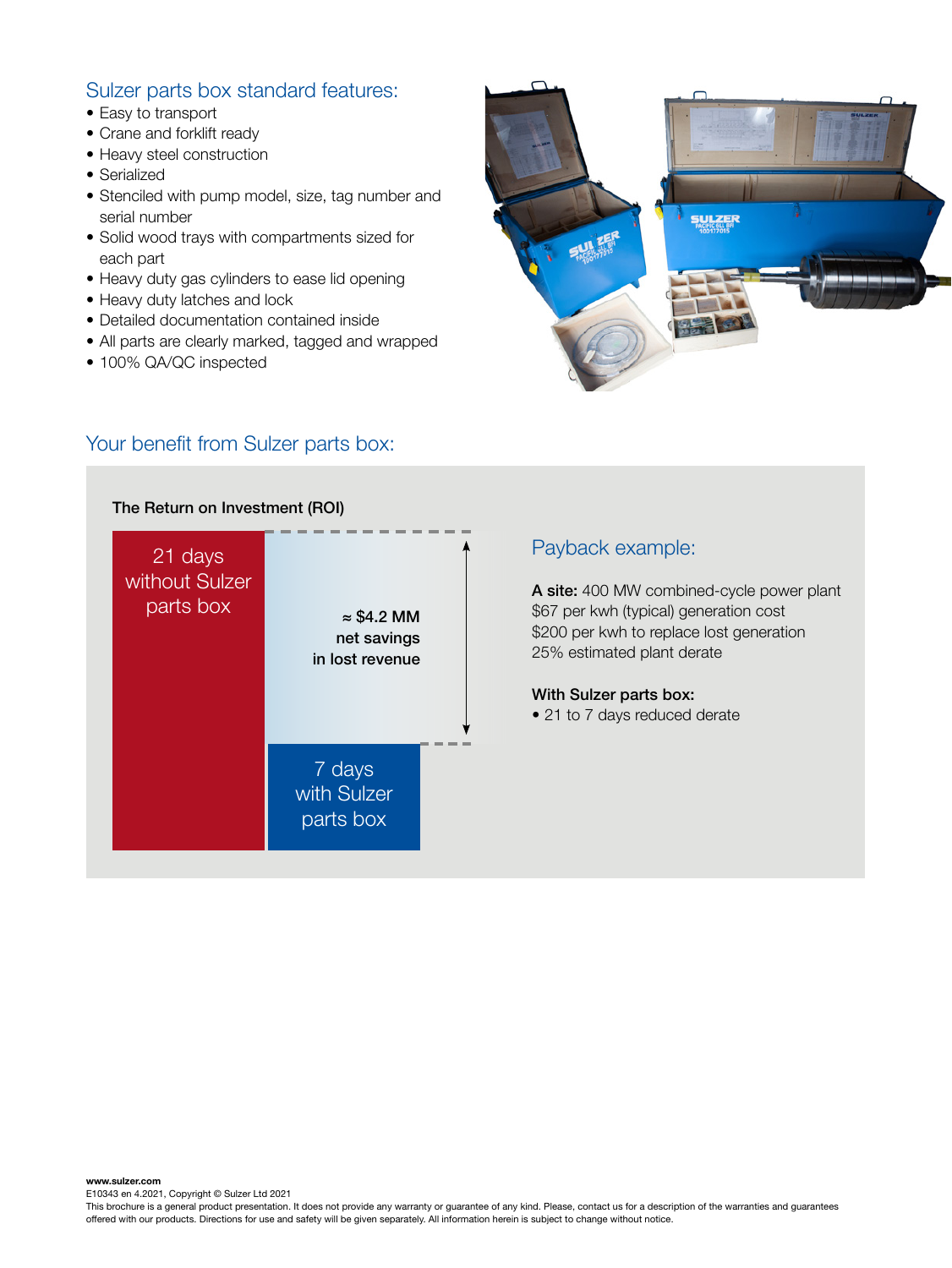## Sulzer parts box standard features:

- Easy to transport
- Crane and forklift ready
- Heavy steel construction
- Serialized
- Stenciled with pump model, size, tag number and serial number
- Solid wood trays with compartments sized for each part
- Heavy duty gas cylinders to ease lid opening
- Heavy duty latches and lock
- Detailed documentation contained inside
- All parts are clearly marked, tagged and wrapped
- 100% QA/QC inspected

## Your benefit from Sulzer parts box:

**The Return on Investment (ROI)**

21 days without Sulzer parts box

≈ $4.2 MM net savings in lost revenue

7 days with Sulzer parts box

### Payback example:

**A site:** 400 MW combined-cycle power plant
$67 per kwh (typical) generation cost
$200 per kwh to replace lost generation
25% estimated plant derate

**With Sulzer parts box:**

- 21 to 7 days reduced derate

www.sulzer.com
E10343 en 4.2021, Copyright © Sulzer Ltd 2021
This brochure is a general product presentation. It does not provide any warranty or guarantee of any kind. Please, contact us for a description of the warranties and guarantees offered with our products. Directions for use and safety will be given separately. All information herein is subject to change without notice.